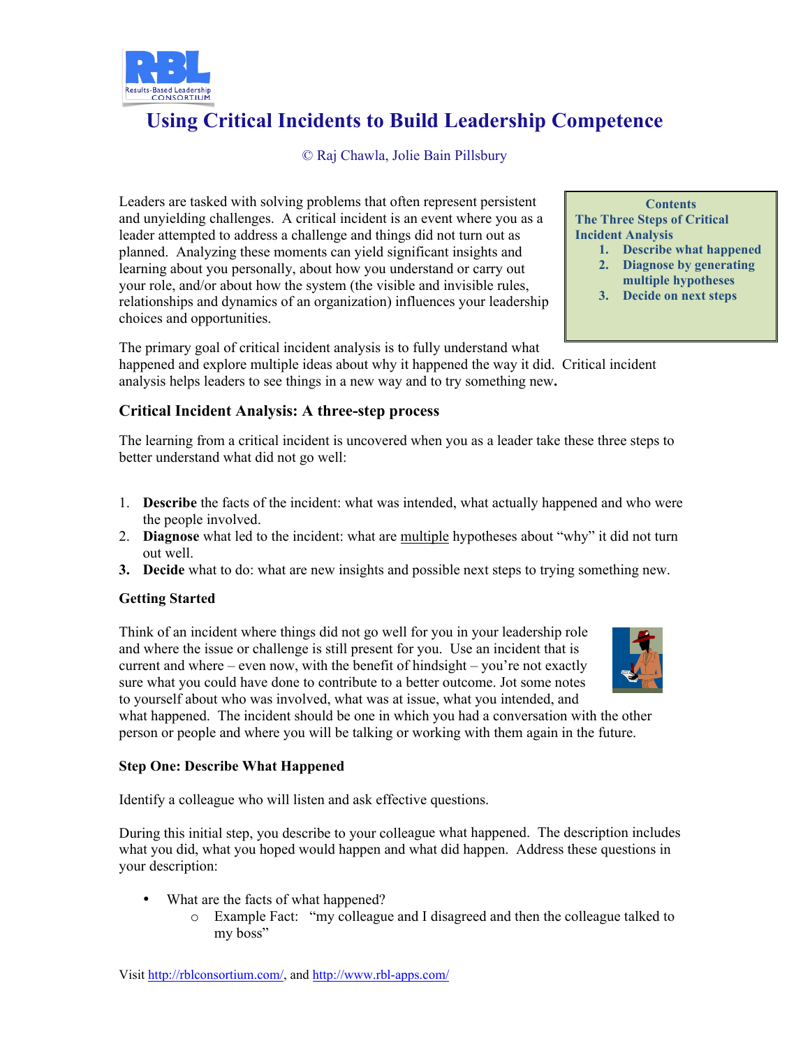# Using Critical Incidents to Build Leadership Competence

© Raj Chawla, Jolie Bain Pillsbury

Leaders are tasked with solving problems that often represent persistent and unyielding challenges. A critical incident is an event where you as a leader attempted to address a challenge and things did not turn out as planned. Analyzing these moments can yield significant insights and learning about you personally, about how you understand or carry out your role, and/or about how the system (the visible and invisible rules, relationships and dynamics of an organization) influences your leadership choices and opportunities.

> **Contents**
>
> **The Three Steps of Critical Incident Analysis**
>
> 1. **Describe what happened**
> 2. **Diagnose by generating multiple hypotheses**
> 3. **Decide on next steps**

The primary goal of critical incident analysis is to fully understand what happened and explore multiple ideas about why it happened the way it did. Critical incident analysis helps leaders to see things in a new way and to try something new**.**

## Critical Incident Analysis: A three-step process

The learning from a critical incident is uncovered when you as a leader take these three steps to better understand what did not go well:

1. **Describe** the facts of the incident: what was intended, what actually happened and who were the people involved.
2. **Diagnose** what led to the incident: what are <u>multiple</u> hypotheses about "why" it did not turn out well.
3. **Decide** what to do: what are new insights and possible next steps to trying something new.

### Getting Started

Think of an incident where things did not go well for you in your leadership role and where the issue or challenge is still present for you. Use an incident that is current and where – even now, with the benefit of hindsight – you're not exactly sure what you could have done to contribute to a better outcome. Jot some notes to yourself about who was involved, what was at issue, what you intended, and what happened. The incident should be one in which you had a conversation with the other person or people and where you will be talking or working with them again in the future.

### Step One: Describe What Happened

Identify a colleague who will listen and ask effective questions.

During this initial step, you describe to your colleague what happened. The description includes what you did, what you hoped would happen and what did happen. Address these questions in your description:

- What are the facts of what happened?
    - Example Fact: "my colleague and I disagreed and then the colleague talked to my boss"

Visit http://rblconsortium.com/, and http://www.rbl-apps.com/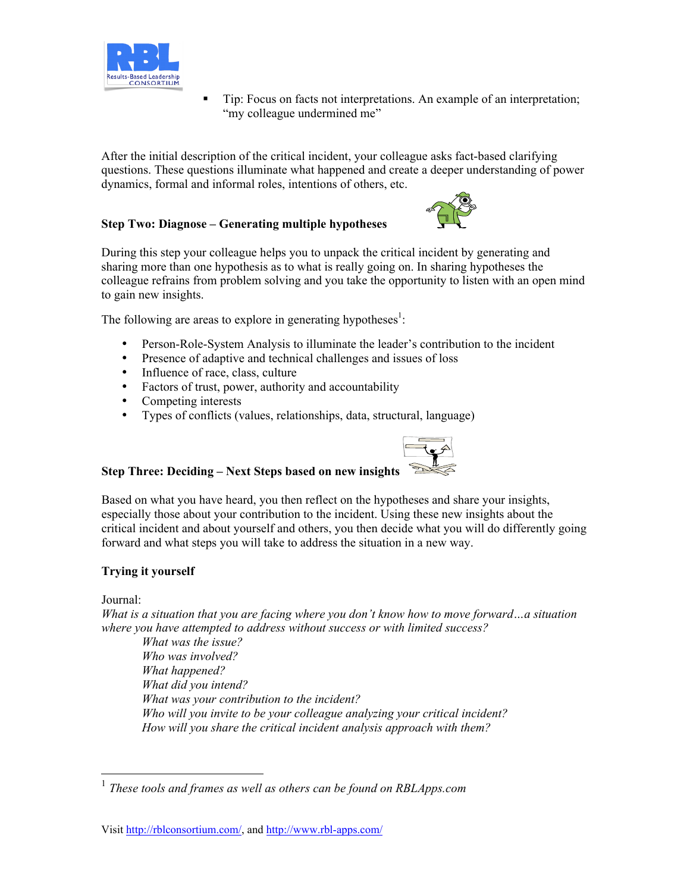- Tip: Focus on facts not interpretations. An example of an interpretation; "my colleague undermined me"

After the initial description of the critical incident, your colleague asks fact-based clarifying questions. These questions illuminate what happened and create a deeper understanding of power dynamics, formal and informal roles, intentions of others, etc.

**Step Two: Diagnose – Generating multiple hypotheses**

During this step your colleague helps you to unpack the critical incident by generating and sharing more than one hypothesis as to what is really going on. In sharing hypotheses the colleague refrains from problem solving and you take the opportunity to listen with an open mind to gain new insights.

The following are areas to explore in generating hypotheses[1]:

- Person-Role-System Analysis to illuminate the leader's contribution to the incident
- Presence of adaptive and technical challenges and issues of loss
- Influence of race, class, culture
- Factors of trust, power, authority and accountability
- Competing interests
- Types of conflicts (values, relationships, data, structural, language)

**Step Three: Deciding – Next Steps based on new insights**

Based on what you have heard, you then reflect on the hypotheses and share your insights, especially those about your contribution to the incident. Using these new insights about the critical incident and about yourself and others, you then decide what you will do differently going forward and what steps you will take to address the situation in a new way.

**Trying it yourself**

Journal:
*What is a situation that you are facing where you don't know how to move forward…a situation where you have attempted to address without success or with limited success?*

> *What was the issue?*
> *Who was involved?*
> *What happened?*
> *What did you intend?*
> *What was your contribution to the incident?*
> *Who will you invite to be your colleague analyzing your critical incident?*
> *How will you share the critical incident analysis approach with them?*

---

[1] *These tools and frames as well as others can be found on RBLApps.com*

Visit http://rblconsortium.com/, and http://www.rbl-apps.com/